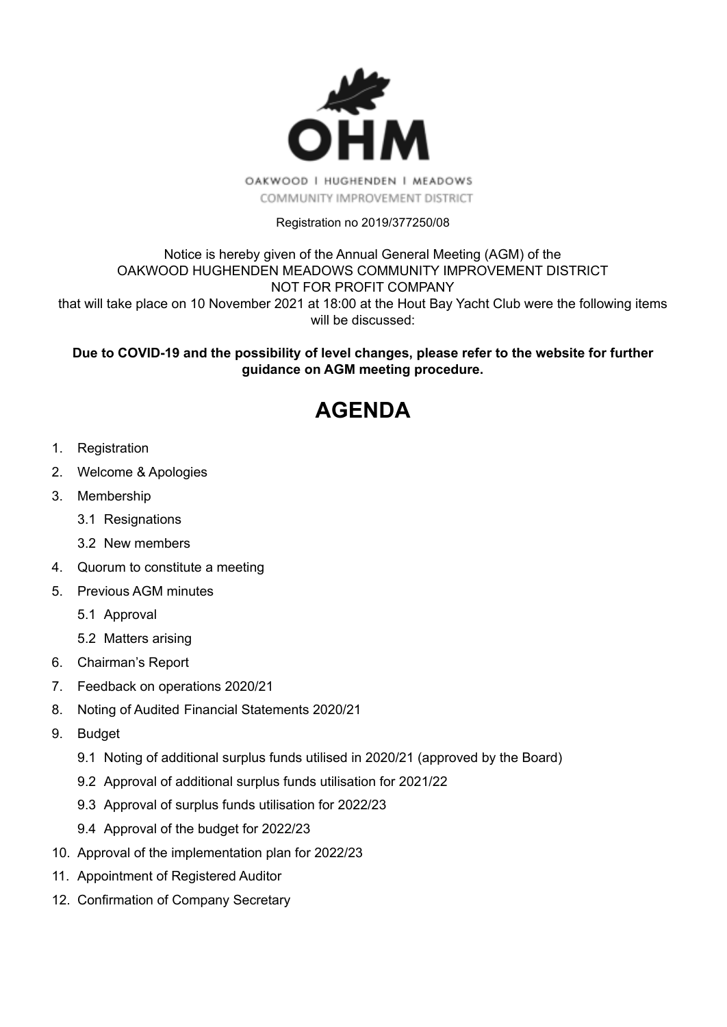# OHM

OAKWOOD | HUGHENDEN | MEADOWS
COMMUNITY IMPROVEMENT DISTRICT

Registration no 2019/377250/08

Notice is hereby given of the Annual General Meeting (AGM) of the
OAKWOOD HUGHENDEN MEADOWS COMMUNITY IMPROVEMENT DISTRICT
NOT FOR PROFIT COMPANY
that will take place on 10 November 2021 at 18:00 at the Hout Bay Yacht Club were the following items will be discussed:

**Due to COVID-19 and the possibility of level changes, please refer to the website for further guidance on AGM meeting procedure.**

# AGENDA

1. Registration
2. Welcome & Apologies
3. Membership
   - 3.1 Resignations
   - 3.2 New members
4. Quorum to constitute a meeting
5. Previous AGM minutes
   - 5.1 Approval
   - 5.2 Matters arising
6. Chairman's Report
7. Feedback on operations 2020/21
8. Noting of Audited Financial Statements 2020/21
9. Budget
   - 9.1 Noting of additional surplus funds utilised in 2020/21 (approved by the Board)
   - 9.2 Approval of additional surplus funds utilisation for 2021/22
   - 9.3 Approval of surplus funds utilisation for 2022/23
   - 9.4 Approval of the budget for 2022/23
10. Approval of the implementation plan for 2022/23
11. Appointment of Registered Auditor
12. Confirmation of Company Secretary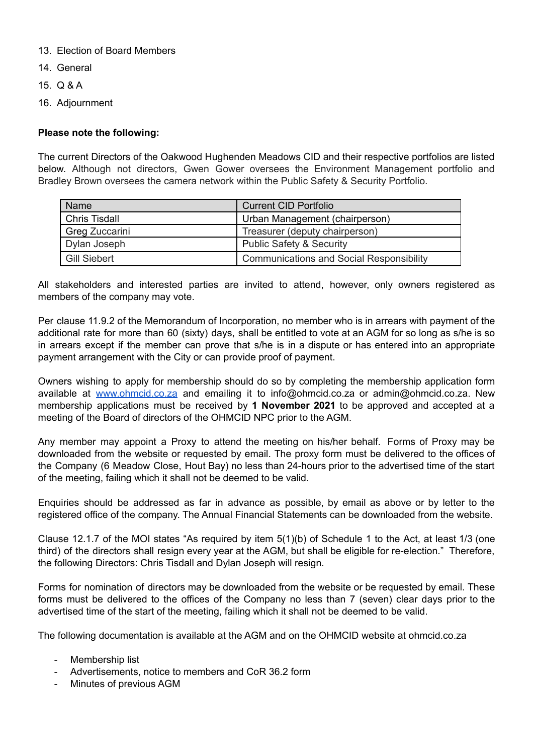13. Election of Board Members
14. General
15. Q & A
16. Adjournment

**Please note the following:**

The current Directors of the Oakwood Hughenden Meadows CID and their respective portfolios are listed below. Although not directors, Gwen Gower oversees the Environment Management portfolio and Bradley Brown oversees the camera network within the Public Safety & Security Portfolio.

| Name | Current CID Portfolio |
|---|---|
| Chris Tisdall | Urban Management (chairperson) |
| Greg Zuccarini | Treasurer (deputy chairperson) |
| Dylan Joseph | Public Safety & Security |
| Gill Siebert | Communications and Social Responsibility |

All stakeholders and interested parties are invited to attend, however, only owners registered as members of the company may vote.

Per clause 11.9.2 of the Memorandum of Incorporation, no member who is in arrears with payment of the additional rate for more than 60 (sixty) days, shall be entitled to vote at an AGM for so long as s/he is so in arrears except if the member can prove that s/he is in a dispute or has entered into an appropriate payment arrangement with the City or can provide proof of payment.

Owners wishing to apply for membership should do so by completing the membership application form available at [www.ohmcid.co.za](www.ohmcid.co.za) and emailing it to info@ohmcid.co.za or admin@ohmcid.co.za. New membership applications must be received by **1 November 2021** to be approved and accepted at a meeting of the Board of directors of the OHMCID NPC prior to the AGM.

Any member may appoint a Proxy to attend the meeting on his/her behalf. Forms of Proxy may be downloaded from the website or requested by email. The proxy form must be delivered to the offices of the Company (6 Meadow Close, Hout Bay) no less than 24-hours prior to the advertised time of the start of the meeting, failing which it shall not be deemed to be valid.

Enquiries should be addressed as far in advance as possible, by email as above or by letter to the registered office of the company. The Annual Financial Statements can be downloaded from the website.

Clause 12.1.7 of the MOI states "As required by item 5(1)(b) of Schedule 1 to the Act, at least 1/3 (one third) of the directors shall resign every year at the AGM, but shall be eligible for re-election." Therefore, the following Directors: Chris Tisdall and Dylan Joseph will resign.

Forms for nomination of directors may be downloaded from the website or be requested by email. These forms must be delivered to the offices of the Company no less than 7 (seven) clear days prior to the advertised time of the start of the meeting, failing which it shall not be deemed to be valid.

The following documentation is available at the AGM and on the OHMCID website at ohmcid.co.za

- Membership list
- Advertisements, notice to members and CoR 36.2 form
- Minutes of previous AGM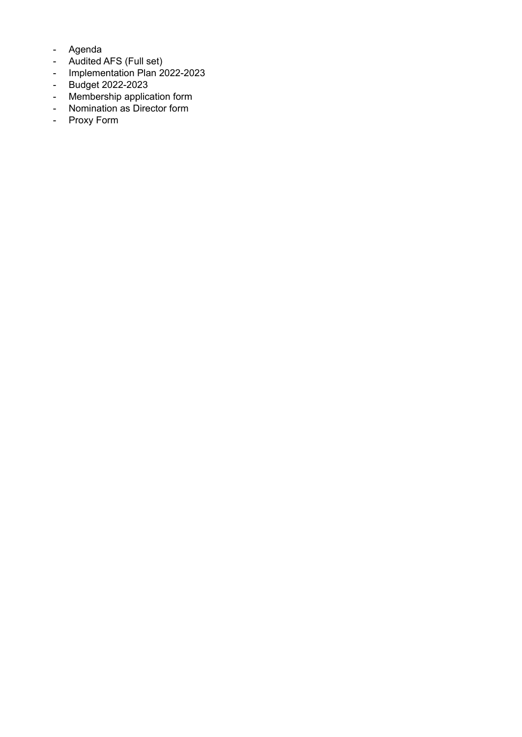- Agenda
- Audited AFS (Full set)
- Implementation Plan 2022-2023
- Budget 2022-2023
- Membership application form
- Nomination as Director form
- Proxy Form